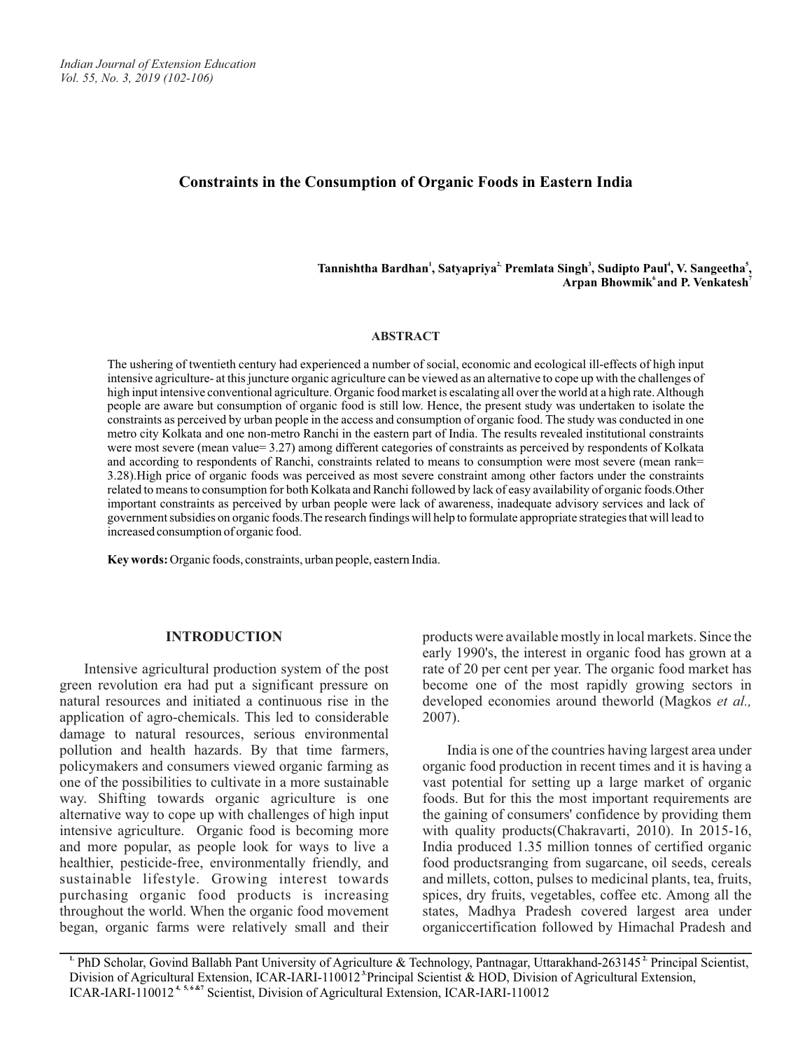# Constraints in the Consumption of Organic Foods in Eastern India

**Tannishtha Bardhan[1], Satyapriya[2], Premlata Singh[3], Sudipto Paul[4], V. Sangeetha[5], Arpan Bhowmik[6] and P. Venkatesh[7]**

## ABSTRACT

The ushering of twentieth century had experienced a number of social, economic and ecological ill-effects of high input intensive agriculture- at this juncture organic agriculture can be viewed as an alternative to cope up with the challenges of high input intensive conventional agriculture. Organic food market is escalating all over the world at a high rate. Although people are aware but consumption of organic food is still low. Hence, the present study was undertaken to isolate the constraints as perceived by urban people in the access and consumption of organic food. The study was conducted in one metro city Kolkata and one non-metro Ranchi in the eastern part of India. The results revealed institutional constraints were most severe (mean value= 3.27) among different categories of constraints as perceived by respondents of Kolkata and according to respondents of Ranchi, constraints related to means to consumption were most severe (mean rank= 3.28).High price of organic foods was perceived as most severe constraint among other factors under the constraints related to means to consumption for both Kolkata and Ranchi followed by lack of easy availability of organic foods.Other important constraints as perceived by urban people were lack of awareness, inadequate advisory services and lack of government subsidies on organic foods.The research findings will help to formulate appropriate strategies that will lead to increased consumption of organic food.

**Key words:** Organic foods, constraints, urban people, eastern India.

## INTRODUCTION

Intensive agricultural production system of the post green revolution era had put a significant pressure on natural resources and initiated a continuous rise in the application of agro-chemicals. This led to considerable damage to natural resources, serious environmental pollution and health hazards. By that time farmers, policymakers and consumers viewed organic farming as one of the possibilities to cultivate in a more sustainable way. Shifting towards organic agriculture is one alternative way to cope up with challenges of high input intensive agriculture. Organic food is becoming more and more popular, as people look for ways to live a healthier, pesticide-free, environmentally friendly, and sustainable lifestyle. Growing interest towards purchasing organic food products is increasing throughout the world. When the organic food movement began, organic farms were relatively small and their products were available mostly in local markets. Since the early 1990's, the interest in organic food has grown at a rate of 20 per cent per year. The organic food market has become one of the most rapidly growing sectors in developed economies around theworld (Magkos *et al.,* 2007).

India is one of the countries having largest area under organic food production in recent times and it is having a vast potential for setting up a large market of organic foods. But for this the most important requirements are the gaining of consumers' confidence by providing them with quality products(Chakravarti, 2010). In 2015-16, India produced 1.35 million tonnes of certified organic food productsranging from sugarcane, oil seeds, cereals and millets, cotton, pulses to medicinal plants, tea, fruits, spices, dry fruits, vegetables, coffee etc. Among all the states, Madhya Pradesh covered largest area under organiccertification followed by Himachal Pradesh and

---

[1] PhD Scholar, Govind Ballabh Pant University of Agriculture & Technology, Pantnagar, Uttarakhand-263145 [2] Principal Scientist, Division of Agricultural Extension, ICAR-IARI-110012 [3] Principal Scientist & HOD, Division of Agricultural Extension, ICAR-IARI-110012 [4, 5, 6 &7] Scientist, Division of Agricultural Extension, ICAR-IARI-110012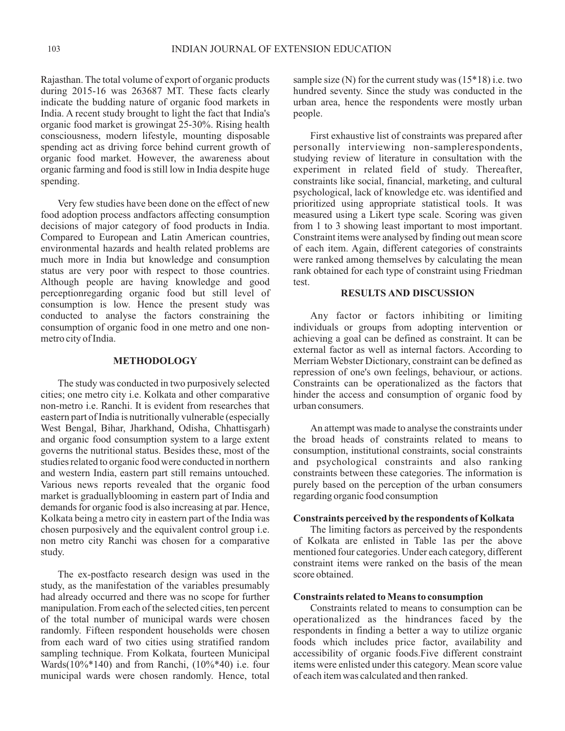Rajasthan. The total volume of export of organic products during 2015-16 was 263687 MT. These facts clearly indicate the budding nature of organic food markets in India. A recent study brought to light the fact that India's organic food market is growingat 25-30%. Rising health consciousness, modern lifestyle, mounting disposable spending act as driving force behind current growth of organic food market. However, the awareness about organic farming and food is still low in India despite huge spending.

Very few studies have been done on the effect of new food adoption process andfactors affecting consumption decisions of major category of food products in India. Compared to European and Latin American countries, environmental hazards and health related problems are much more in India but knowledge and consumption status are very poor with respect to those countries. Although people are having knowledge and good perceptionregarding organic food but still level of consumption is low. Hence the present study was conducted to analyse the factors constraining the consumption of organic food in one metro and one non-metro city of India.

## METHODOLOGY

The study was conducted in two purposively selected cities; one metro city i.e. Kolkata and other comparative non-metro i.e. Ranchi. It is evident from researches that eastern part of India is nutritionally vulnerable (especially West Bengal, Bihar, Jharkhand, Odisha, Chhattisgarh) and organic food consumption system to a large extent governs the nutritional status. Besides these, most of the studies related to organic food were conducted in northern and western India, eastern part still remains untouched. Various news reports revealed that the organic food market is graduallyblooming in eastern part of India and demands for organic food is also increasing at par. Hence, Kolkata being a metro city in eastern part of the India was chosen purposively and the equivalent control group i.e. non metro city Ranchi was chosen for a comparative study.

The ex-postfacto research design was used in the study, as the manifestation of the variables presumably had already occurred and there was no scope for further manipulation. From each of the selected cities, ten percent of the total number of municipal wards were chosen randomly. Fifteen respondent households were chosen from each ward of two cities using stratified random sampling technique. From Kolkata, fourteen Municipal Wards(10%*140) and from Ranchi, (10%*40) i.e. four municipal wards were chosen randomly. Hence, total sample size (N) for the current study was (15*18) i.e. two hundred seventy. Since the study was conducted in the urban area, hence the respondents were mostly urban people.

First exhaustive list of constraints was prepared after personally interviewing non-samplerespondents, studying review of literature in consultation with the experiment in related field of study. Thereafter, constraints like social, financial, marketing, and cultural psychological, lack of knowledge etc. was identified and prioritized using appropriate statistical tools. It was measured using a Likert type scale. Scoring was given from 1 to 3 showing least important to most important. Constraint items were analysed by finding out mean score of each item. Again, different categories of constraints were ranked among themselves by calculating the mean rank obtained for each type of constraint using Friedman test.

## RESULTS AND DISCUSSION

Any factor or factors inhibiting or limiting individuals or groups from adopting intervention or achieving a goal can be defined as constraint. It can be external factor as well as internal factors. According to Merriam Webster Dictionary, constraint can be defined as repression of one's own feelings, behaviour, or actions. Constraints can be operationalized as the factors that hinder the access and consumption of organic food by urban consumers.

An attempt was made to analyse the constraints under the broad heads of constraints related to means to consumption, institutional constraints, social constraints and psychological constraints and also ranking constraints between these categories. The information is purely based on the perception of the urban consumers regarding organic food consumption

### Constraints perceived by the respondents of Kolkata

The limiting factors as perceived by the respondents of Kolkata are enlisted in Table 1as per the above mentioned four categories. Under each category, different constraint items were ranked on the basis of the mean score obtained.

### Constraints related to Means to consumption

Constraints related to means to consumption can be operationalized as the hindrances faced by the respondents in finding a better a way to utilize organic foods which includes price factor, availability and accessibility of organic foods.Five different constraint items were enlisted under this category. Mean score value of each item was calculated and then ranked.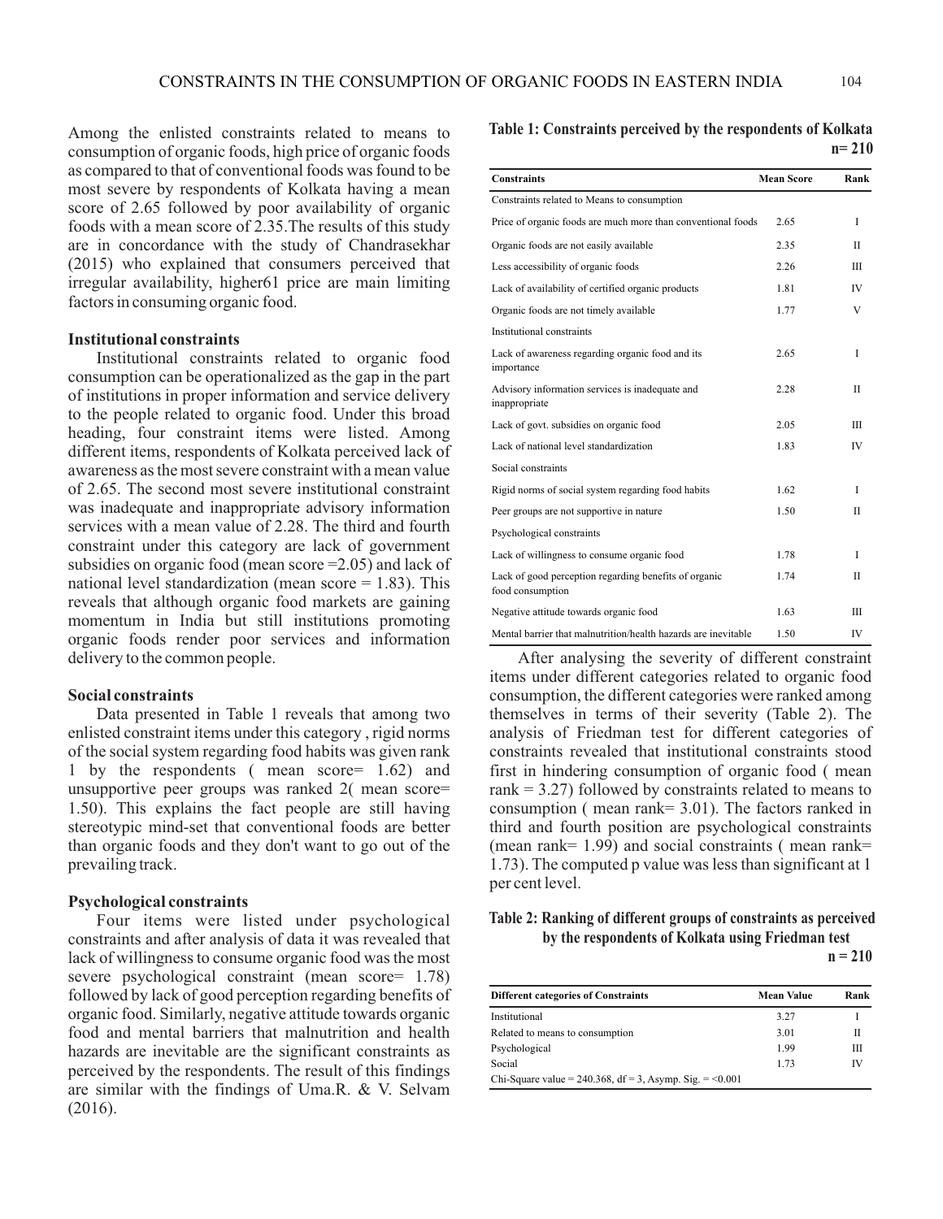Among the enlisted constraints related to means to consumption of organic foods, high price of organic foods as compared to that of conventional foods was found to be most severe by respondents of Kolkata having a mean score of 2.65 followed by poor availability of organic foods with a mean score of 2.35.The results of this study are in concordance with the study of Chandrasekhar (2015) who explained that consumers perceived that irregular availability, higher61 price are main limiting factors in consuming organic food.

### Institutional constraints

Institutional constraints related to organic food consumption can be operationalized as the gap in the part of institutions in proper information and service delivery to the people related to organic food. Under this broad heading, four constraint items were listed. Among different items, respondents of Kolkata perceived lack of awareness as the most severe constraint with a mean value of 2.65. The second most severe institutional constraint was inadequate and inappropriate advisory information services with a mean value of 2.28. The third and fourth constraint under this category are lack of government subsidies on organic food (mean score =2.05) and lack of national level standardization (mean score = 1.83). This reveals that although organic food markets are gaining momentum in India but still institutions promoting organic foods render poor services and information delivery to the common people.

### Social constraints

Data presented in Table 1 reveals that among two enlisted constraint items under this category , rigid norms of the social system regarding food habits was given rank 1 by the respondents ( mean score= 1.62) and unsupportive peer groups was ranked 2( mean score= 1.50). This explains the fact people are still having stereotypic mind-set that conventional foods are better than organic foods and they don't want to go out of the prevailing track.

### Psychological constraints

Four items were listed under psychological constraints and after analysis of data it was revealed that lack of willingness to consume organic food was the most severe psychological constraint (mean score= 1.78) followed by lack of good perception regarding benefits of organic food. Similarly, negative attitude towards organic food and mental barriers that malnutrition and health hazards are inevitable are the significant constraints as perceived by the respondents. The result of this findings are similar with the findings of Uma.R. & V. Selvam (2016).

**Table 1: Constraints perceived by the respondents of Kolkata n= 210**

| Constraints | Mean Score | Rank |
|---|---|---|
| Constraints related to Means to consumption | | |
| Price of organic foods are much more than conventional foods | 2.65 | I |
| Organic foods are not easily available | 2.35 | II |
| Less accessibility of organic foods | 2.26 | III |
| Lack of availability of certified organic products | 1.81 | IV |
| Organic foods are not timely available | 1.77 | V |
| Institutional constraints | | |
| Lack of awareness regarding organic food and its importance | 2.65 | I |
| Advisory information services is inadequate and inappropriate | 2.28 | II |
| Lack of govt. subsidies on organic food | 2.05 | III |
| Lack of national level standardization | 1.83 | IV |
| Social constraints | | |
| Rigid norms of social system regarding food habits | 1.62 | I |
| Peer groups are not supportive in nature | 1.50 | II |
| Psychological constraints | | |
| Lack of willingness to consume organic food | 1.78 | I |
| Lack of good perception regarding benefits of organic food consumption | 1.74 | II |
| Negative attitude towards organic food | 1.63 | III |
| Mental barrier that malnutrition/health hazards are inevitable | 1.50 | IV |

After analysing the severity of different constraint items under different categories related to organic food consumption, the different categories were ranked among themselves in terms of their severity (Table 2). The analysis of Friedman test for different categories of constraints revealed that institutional constraints stood first in hindering consumption of organic food ( mean rank = 3.27) followed by constraints related to means to consumption ( mean rank= 3.01). The factors ranked in third and fourth position are psychological constraints (mean rank= 1.99) and social constraints ( mean rank= 1.73). The computed p value was less than significant at 1 per cent level.

**Table 2: Ranking of different groups of constraints as perceived by the respondents of Kolkata using Friedman test n = 210**

| Different categories of Constraints | Mean Value | Rank |
|---|---|---|
| Institutional | 3.27 | I |
| Related to means to consumption | 3.01 | II |
| Psychological | 1.99 | III |
| Social | 1.73 | IV |
| Chi-Square value = 240.368, df = 3, Asymp. Sig. = <0.001 | | |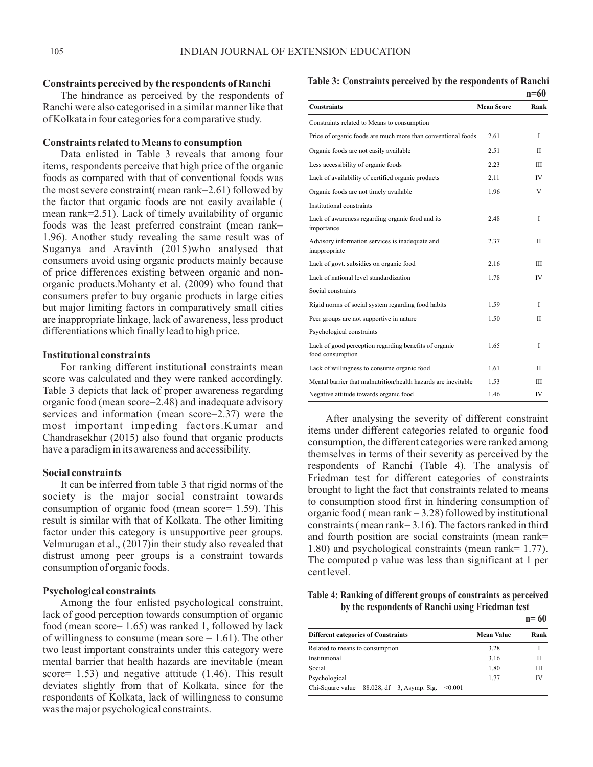### Constraints perceived by the respondents of Ranchi

The hindrance as perceived by the respondents of Ranchi were also categorised in a similar manner like that of Kolkata in four categories for a comparative study.

### Constraints related to Means to consumption

Data enlisted in Table 3 reveals that among four items, respondents perceive that high price of the organic foods as compared with that of conventional foods was the most severe constraint( mean rank=2.61) followed by the factor that organic foods are not easily available ( mean rank=2.51). Lack of timely availability of organic foods was the least preferred constraint (mean rank= 1.96). Another study revealing the same result was of Suganya and Aravinth (2015)who analysed that consumers avoid using organic products mainly because of price differences existing between organic and non-organic products.Mohanty et al. (2009) who found that consumers prefer to buy organic products in large cities but major limiting factors in comparatively small cities are inappropriate linkage, lack of awareness, less product differentiations which finally lead to high price.

### Institutional constraints

For ranking different institutional constraints mean score was calculated and they were ranked accordingly. Table 3 depicts that lack of proper awareness regarding organic food (mean score=2.48) and inadequate advisory services and information (mean score=2.37) were the most important impeding factors.Kumar and Chandrasekhar (2015) also found that organic products have a paradigm in its awareness and accessibility.

### Social constraints

It can be inferred from table 3 that rigid norms of the society is the major social constraint towards consumption of organic food (mean score= 1.59). This result is similar with that of Kolkata. The other limiting factor under this category is unsupportive peer groups. Velmurugan et al., (2017)in their study also revealed that distrust among peer groups is a constraint towards consumption of organic foods.

### Psychological constraints

Among the four enlisted psychological constraint, lack of good perception towards consumption of organic food (mean score= 1.65) was ranked 1, followed by lack of willingness to consume (mean sore = 1.61). The other two least important constraints under this category were mental barrier that health hazards are inevitable (mean score= 1.53) and negative attitude (1.46). This result deviates slightly from that of Kolkata, since for the respondents of Kolkata, lack of willingness to consume was the major psychological constraints.

**Table 3: Constraints perceived by the respondents of Ranchi**

n=60

| Constraints | Mean Score | Rank |
|---|---|---|
| Constraints related to Means to consumption | | |
| Price of organic foods are much more than conventional foods | 2.61 | I |
| Organic foods are not easily available | 2.51 | II |
| Less accessibility of organic foods | 2.23 | III |
| Lack of availability of certified organic products | 2.11 | IV |
| Organic foods are not timely available | 1.96 | V |
| Institutional constraints | | |
| Lack of awareness regarding organic food and its importance | 2.48 | I |
| Advisory information services is inadequate and inappropriate | 2.37 | II |
| Lack of govt. subsidies on organic food | 2.16 | III |
| Lack of national level standardization | 1.78 | IV |
| Social constraints | | |
| Rigid norms of social system regarding food habits | 1.59 | I |
| Peer groups are not supportive in nature | 1.50 | II |
| Psychological constraints | | |
| Lack of good perception regarding benefits of organic food consumption | 1.65 | I |
| Lack of willingness to consume organic food | 1.61 | II |
| Mental barrier that malnutrition/health hazards are inevitable | 1.53 | III |
| Negative attitude towards organic food | 1.46 | IV |

After analysing the severity of different constraint items under different categories related to organic food consumption, the different categories were ranked among themselves in terms of their severity as perceived by the respondents of Ranchi (Table 4). The analysis of Friedman test for different categories of constraints brought to light the fact that constraints related to means to consumption stood first in hindering consumption of organic food ( mean rank = 3.28) followed by institutional constraints ( mean rank= 3.16). The factors ranked in third and fourth position are social constraints (mean rank= 1.80) and psychological constraints (mean rank= 1.77). The computed p value was less than significant at 1 per cent level.

**Table 4: Ranking of different groups of constraints as perceived by the respondents of Ranchi using Friedman test**

n= 60

| Different categories of Constraints | Mean Value | Rank |
|---|---|---|
| Related to means to consumption | 3.28 | I |
| Institutional | 3.16 | II |
| Social | 1.80 | III |
| Psychological | 1.77 | IV |
| Chi-Square value = 88.028, df = 3, Asymp. Sig. = <0.001 | | |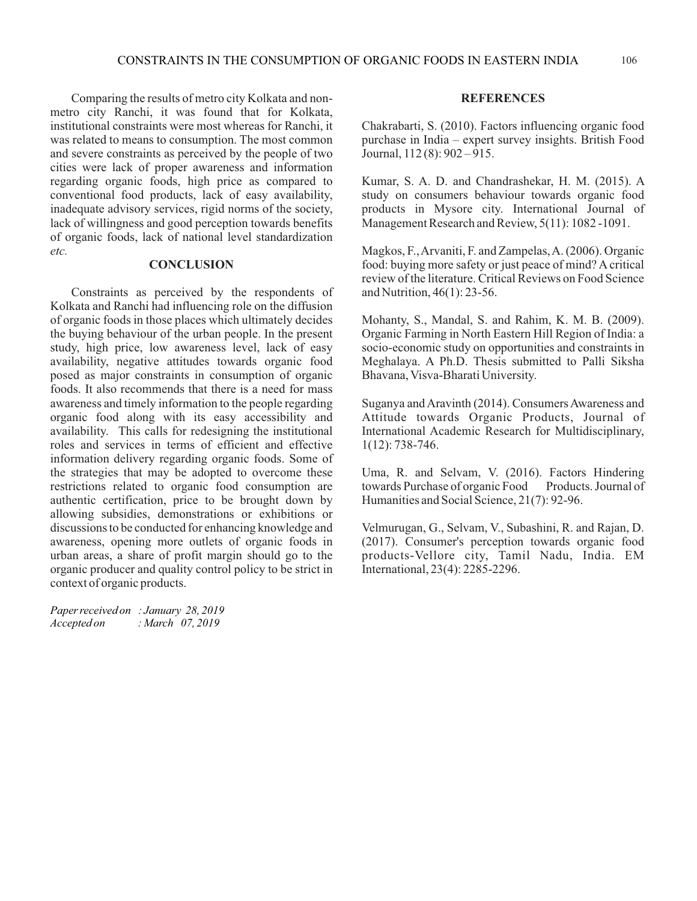Comparing the results of metro city Kolkata and non-metro city Ranchi, it was found that for Kolkata, institutional constraints were most whereas for Ranchi, it was related to means to consumption. The most common and severe constraints as perceived by the people of two cities were lack of proper awareness and information regarding organic foods, high price as compared to conventional food products, lack of easy availability, inadequate advisory services, rigid norms of the society, lack of willingness and good perception towards benefits of organic foods, lack of national level standardization *etc.*

## CONCLUSION

Constraints as perceived by the respondents of Kolkata and Ranchi had influencing role on the diffusion of organic foods in those places which ultimately decides the buying behaviour of the urban people. In the present study, high price, low awareness level, lack of easy availability, negative attitudes towards organic food posed as major constraints in consumption of organic foods. It also recommends that there is a need for mass awareness and timely information to the people regarding organic food along with its easy accessibility and availability. This calls for redesigning the institutional roles and services in terms of efficient and effective information delivery regarding organic foods. Some of the strategies that may be adopted to overcome these restrictions related to organic food consumption are authentic certification, price to be brought down by allowing subsidies, demonstrations or exhibitions or discussions to be conducted for enhancing knowledge and awareness, opening more outlets of organic foods in urban areas, a share of profit margin should go to the organic producer and quality control policy to be strict in context of organic products.

*Paper received on : January 28, 2019*
*Accepted on : March 07, 2019*

## REFERENCES

Chakrabarti, S. (2010). Factors influencing organic food purchase in India – expert survey insights. British Food Journal, 112 (8): 902 – 915.

Kumar, S. A. D. and Chandrashekar, H. M. (2015). A study on consumers behaviour towards organic food products in Mysore city. International Journal of Management Research and Review, 5(11): 1082 -1091.

Magkos, F., Arvaniti, F. and Zampelas, A. (2006). Organic food: buying more safety or just peace of mind? A critical review of the literature. Critical Reviews on Food Science and Nutrition, 46(1): 23-56.

Mohanty, S., Mandal, S. and Rahim, K. M. B. (2009). Organic Farming in North Eastern Hill Region of India: a socio-economic study on opportunities and constraints in Meghalaya. A Ph.D. Thesis submitted to Palli Siksha Bhavana, Visva-Bharati University.

Suganya and Aravinth (2014). Consumers Awareness and Attitude towards Organic Products, Journal of International Academic Research for Multidisciplinary, 1(12): 738-746.

Uma, R. and Selvam, V. (2016). Factors Hindering towards Purchase of organic Food Products. Journal of Humanities and Social Science, 21(7): 92-96.

Velmurugan, G., Selvam, V., Subashini, R. and Rajan, D. (2017). Consumer's perception towards organic food products-Vellore city, Tamil Nadu, India. EM International, 23(4): 2285-2296.